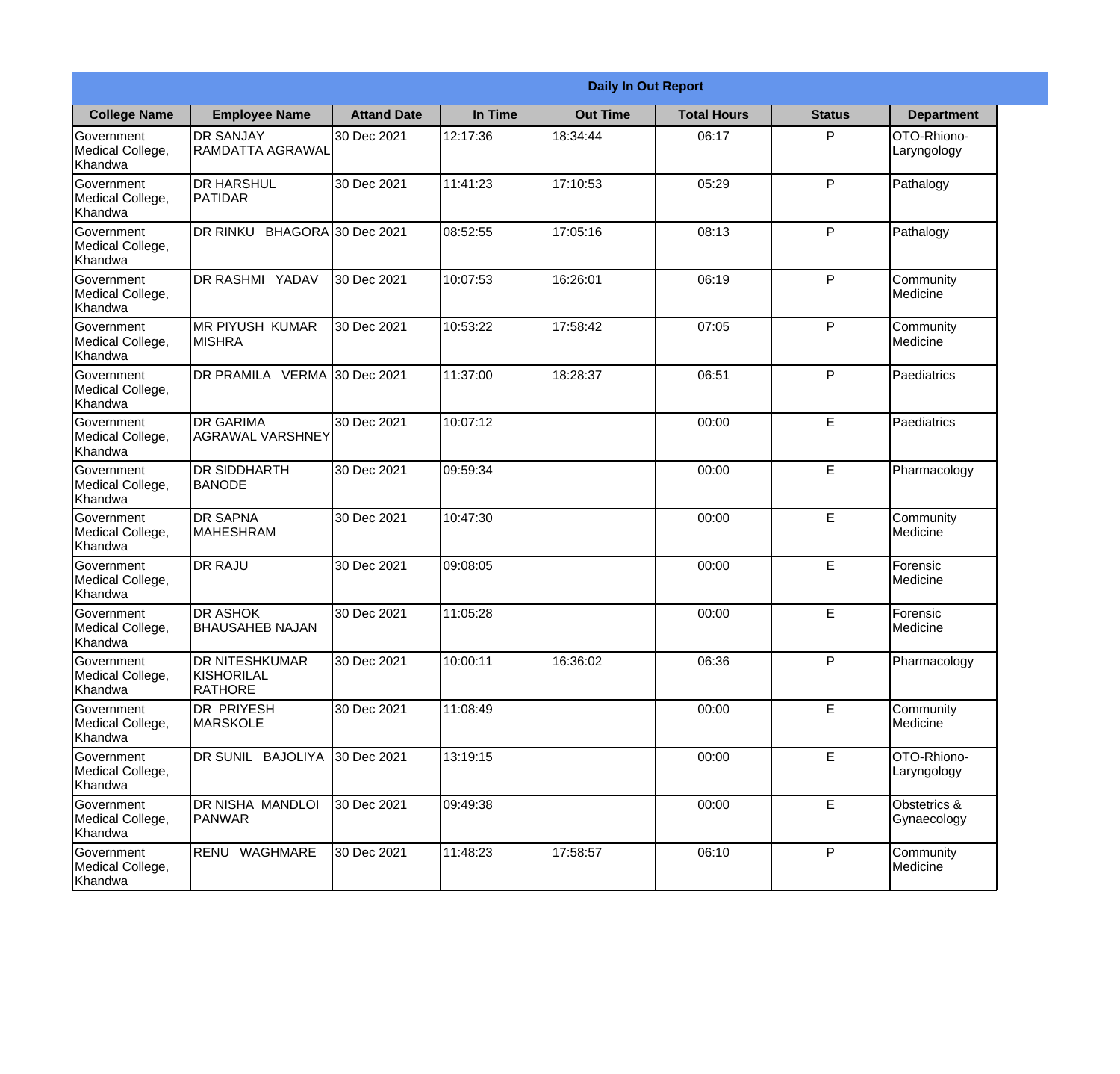| Daily In Out Report | | | | | | | |
|---|---|---|---|---|---|---|---|
| **College Name** | **Employee Name** | **Attand Date** | **In Time** | **Out Time** | **Total Hours** | **Status** | **Department** |
| Government Medical College, Khandwa | DR SANJAY RAMDATTA AGRAWAL | 30 Dec 2021 | 12:17:36 | 18:34:44 | 06:17 | P | OTO-Rhiono-Laryngology |
| Government Medical College, Khandwa | DR HARSHUL PATIDAR | 30 Dec 2021 | 11:41:23 | 17:10:53 | 05:29 | P | Pathalogy |
| Government Medical College, Khandwa | DR RINKU BHAGORA | 30 Dec 2021 | 08:52:55 | 17:05:16 | 08:13 | P | Pathalogy |
| Government Medical College, Khandwa | DR RASHMI YADAV | 30 Dec 2021 | 10:07:53 | 16:26:01 | 06:19 | P | Community Medicine |
| Government Medical College, Khandwa | MR PIYUSH KUMAR MISHRA | 30 Dec 2021 | 10:53:22 | 17:58:42 | 07:05 | P | Community Medicine |
| Government Medical College, Khandwa | DR PRAMILA VERMA | 30 Dec 2021 | 11:37:00 | 18:28:37 | 06:51 | P | Paediatrics |
| Government Medical College, Khandwa | DR GARIMA AGRAWAL VARSHNEY | 30 Dec 2021 | 10:07:12 | | 00:00 | E | Paediatrics |
| Government Medical College, Khandwa | DR SIDDHARTH BANODE | 30 Dec 2021 | 09:59:34 | | 00:00 | E | Pharmacology |
| Government Medical College, Khandwa | DR SAPNA MAHESHRAM | 30 Dec 2021 | 10:47:30 | | 00:00 | E | Community Medicine |
| Government Medical College, Khandwa | DR RAJU | 30 Dec 2021 | 09:08:05 | | 00:00 | E | Forensic Medicine |
| Government Medical College, Khandwa | DR ASHOK BHAUSAHEB NAJAN | 30 Dec 2021 | 11:05:28 | | 00:00 | E | Forensic Medicine |
| Government Medical College, Khandwa | DR NITESHKUMAR KISHORILAL RATHORE | 30 Dec 2021 | 10:00:11 | 16:36:02 | 06:36 | P | Pharmacology |
| Government Medical College, Khandwa | DR PRIYESH MARSKOLE | 30 Dec 2021 | 11:08:49 | | 00:00 | E | Community Medicine |
| Government Medical College, Khandwa | DR SUNIL BAJOLIYA | 30 Dec 2021 | 13:19:15 | | 00:00 | E | OTO-Rhiono-Laryngology |
| Government Medical College, Khandwa | DR NISHA MANDLOI PANWAR | 30 Dec 2021 | 09:49:38 | | 00:00 | E | Obstetrics & Gynaecology |
| Government Medical College, Khandwa | RENU WAGHMARE | 30 Dec 2021 | 11:48:23 | 17:58:57 | 06:10 | P | Community Medicine |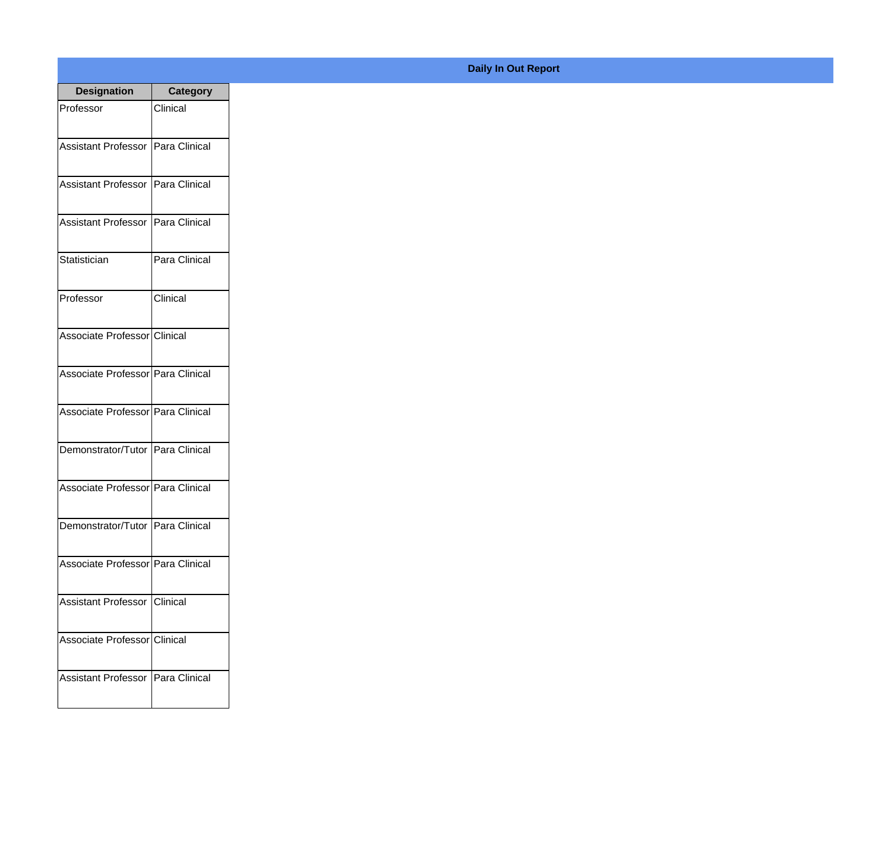**Daily In Out Report**

| Designation | Category |
| --- | --- |
| Professor | Clinical |
| Assistant Professor | Para Clinical |
| Assistant Professor | Para Clinical |
| Assistant Professor | Para Clinical |
| Statistician | Para Clinical |
| Professor | Clinical |
| Associate Professor | Clinical |
| Associate Professor | Para Clinical |
| Associate Professor | Para Clinical |
| Demonstrator/Tutor | Para Clinical |
| Associate Professor | Para Clinical |
| Demonstrator/Tutor | Para Clinical |
| Associate Professor | Para Clinical |
| Assistant Professor | Clinical |
| Associate Professor | Clinical |
| Assistant Professor | Para Clinical |